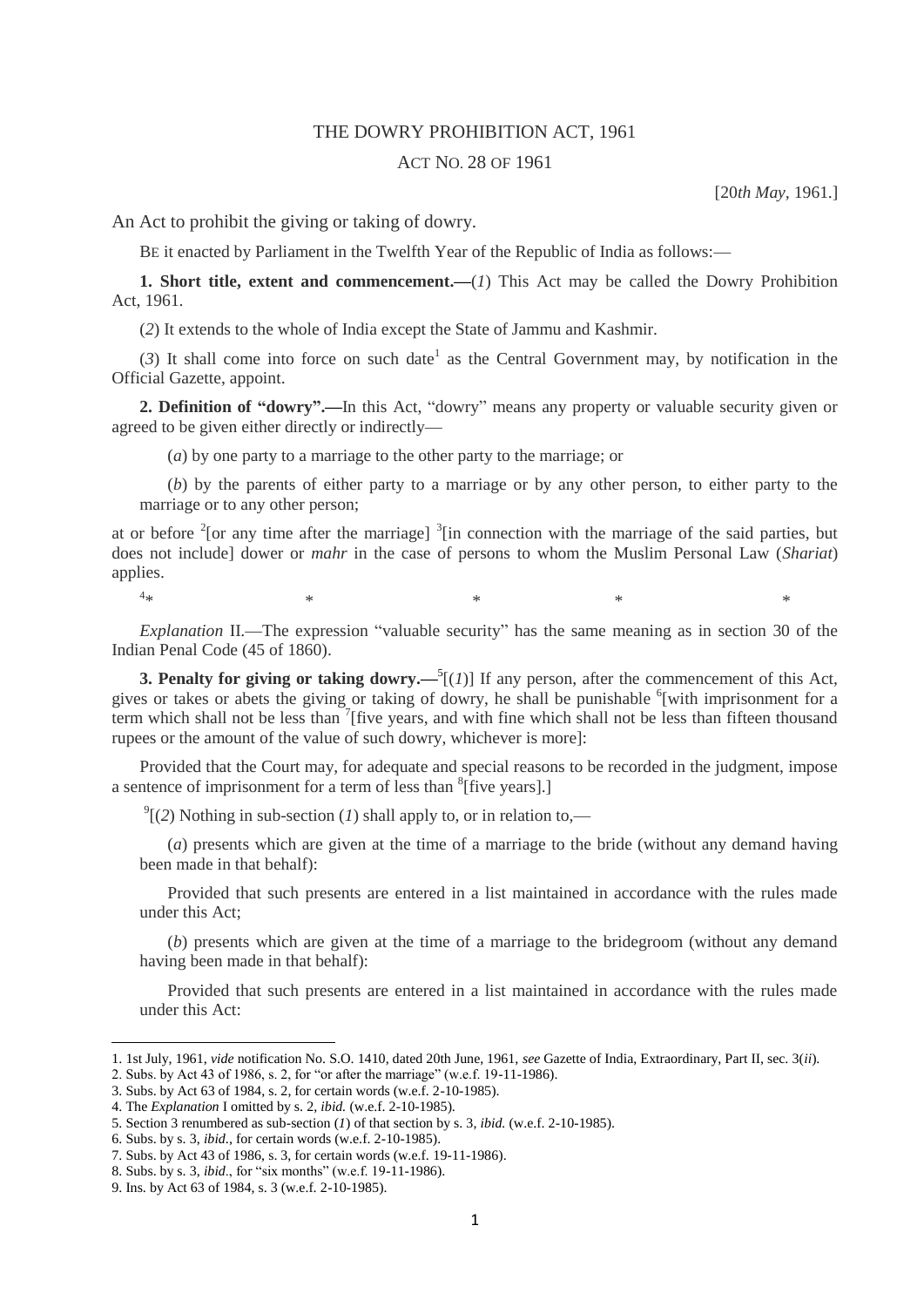# THE DOWRY PROHIBITION ACT, 1961

ACT NO. 28 OF 1961

[20*th May*, 1961.]

An Act to prohibit the giving or taking of dowry.

BE it enacted by Parliament in the Twelfth Year of the Republic of India as follows:—

**1. Short title, extent and commencement.—**(*1*) This Act may be called the Dowry Prohibition Act, 1961.

(*2*) It extends to the whole of India except the State of Jammu and Kashmir.

(*3*) It shall come into force on such date[1] as the Central Government may, by notification in the Official Gazette, appoint.

**2. Definition of "dowry".—**In this Act, "dowry" means any property or valuable security given or agreed to be given either directly or indirectly—

(*a*) by one party to a marriage to the other party to the marriage; or

(*b*) by the parents of either party to a marriage or by any other person, to either party to the marriage or to any other person;

at or before [2][or any time after the marriage] [3][in connection with the marriage of the said parties, but does not include] dower or *mahr* in the case of persons to whom the Muslim Personal Law (*Shariat*) applies.

[4]* * * * *

*Explanation* II.—The expression "valuable security" has the same meaning as in section 30 of the Indian Penal Code (45 of 1860).

**3. Penalty for giving or taking dowry.—**[5][(*1*)] If any person, after the commencement of this Act, gives or takes or abets the giving or taking of dowry, he shall be punishable [6][with imprisonment for a term which shall not be less than [7][five years, and with fine which shall not be less than fifteen thousand rupees or the amount of the value of such dowry, whichever is more]:

Provided that the Court may, for adequate and special reasons to be recorded in the judgment, impose a sentence of imprisonment for a term of less than [8][five years].]

[9][(*2*) Nothing in sub-section (*1*) shall apply to, or in relation to,—

(*a*) presents which are given at the time of a marriage to the bride (without any demand having been made in that behalf):

Provided that such presents are entered in a list maintained in accordance with the rules made under this Act;

(*b*) presents which are given at the time of a marriage to the bridegroom (without any demand having been made in that behalf):

Provided that such presents are entered in a list maintained in accordance with the rules made under this Act:

---

1. 1st July, 1961, *vide* notification No. S.O. 1410, dated 20th June, 1961, *see* Gazette of India, Extraordinary, Part II, sec. 3(*ii*).
2. Subs. by Act 43 of 1986, s. 2, for "or after the marriage" (w.e.f. 19-11-1986).
3. Subs. by Act 63 of 1984, s. 2, for certain words (w.e.f. 2-10-1985).
4. The *Explanation* I omitted by s. 2, *ibid.* (w.e.f. 2-10-1985).
5. Section 3 renumbered as sub-section (*1*) of that section by s. 3, *ibid.* (w.e.f. 2-10-1985).
6. Subs. by s. 3, *ibid.*, for certain words (w.e.f. 2-10-1985).
7. Subs. by Act 43 of 1986, s. 3, for certain words (w.e.f. 19-11-1986).
8. Subs. by s. 3, *ibid*., for "six months" (w.e.f. 19-11-1986).
9. Ins. by Act 63 of 1984, s. 3 (w.e.f. 2-10-1985).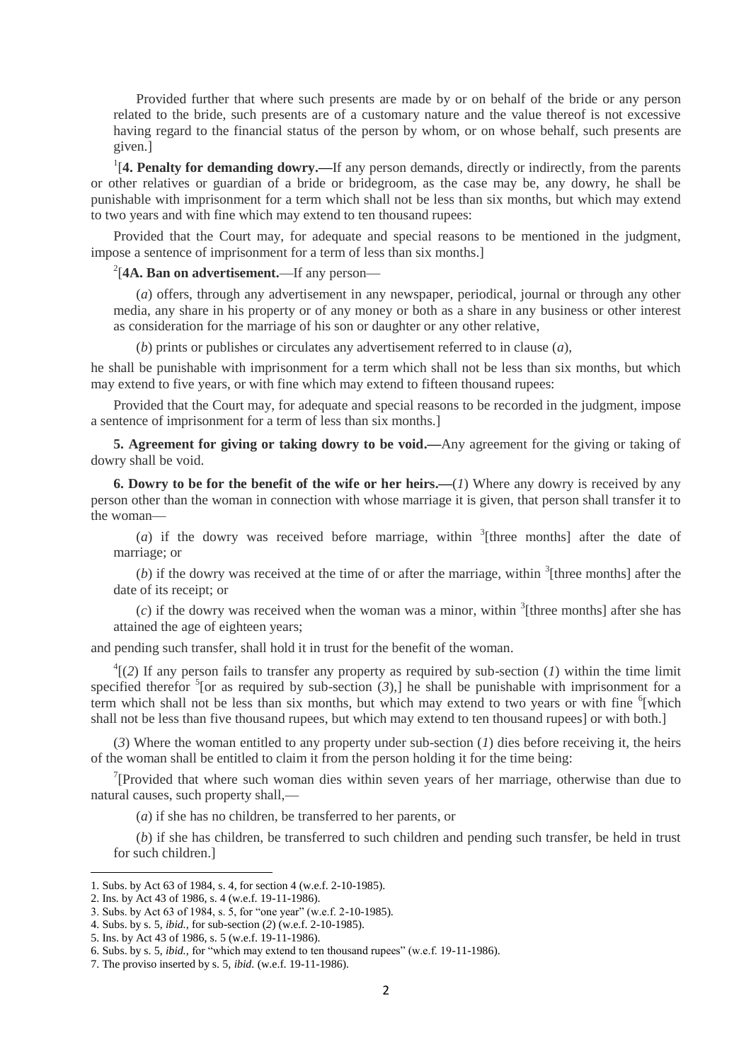Provided further that where such presents are made by or on behalf of the bride or any person related to the bride, such presents are of a customary nature and the value thereof is not excessive having regard to the financial status of the person by whom, or on whose behalf, such presents are given.]

[1][**4. Penalty for demanding dowry.—**If any person demands, directly or indirectly, from the parents or other relatives or guardian of a bride or bridegroom, as the case may be, any dowry, he shall be punishable with imprisonment for a term which shall not be less than six months, but which may extend to two years and with fine which may extend to ten thousand rupees:

Provided that the Court may, for adequate and special reasons to be mentioned in the judgment, impose a sentence of imprisonment for a term of less than six months.]

[2][**4A. Ban on advertisement.**—If any person—

(*a*) offers, through any advertisement in any newspaper, periodical, journal or through any other media, any share in his property or of any money or both as a share in any business or other interest as consideration for the marriage of his son or daughter or any other relative,

(*b*) prints or publishes or circulates any advertisement referred to in clause (*a*),

he shall be punishable with imprisonment for a term which shall not be less than six months, but which may extend to five years, or with fine which may extend to fifteen thousand rupees:

Provided that the Court may, for adequate and special reasons to be recorded in the judgment, impose a sentence of imprisonment for a term of less than six months.]

**5. Agreement for giving or taking dowry to be void.—**Any agreement for the giving or taking of dowry shall be void.

**6. Dowry to be for the benefit of the wife or her heirs.—**(*1*) Where any dowry is received by any person other than the woman in connection with whose marriage it is given, that person shall transfer it to the woman—

(*a*) if the dowry was received before marriage, within [3][three months] after the date of marriage; or

(*b*) if the dowry was received at the time of or after the marriage, within [3][three months] after the date of its receipt; or

(*c*) if the dowry was received when the woman was a minor, within [3][three months] after she has attained the age of eighteen years;

and pending such transfer, shall hold it in trust for the benefit of the woman.

[4][(*2*) If any person fails to transfer any property as required by sub-section (*1*) within the time limit specified therefor [5][or as required by sub-section (*3*),] he shall be punishable with imprisonment for a term which shall not be less than six months, but which may extend to two years or with fine [6][which shall not be less than five thousand rupees, but which may extend to ten thousand rupees] or with both.]

(*3*) Where the woman entitled to any property under sub-section (*1*) dies before receiving it, the heirs of the woman shall be entitled to claim it from the person holding it for the time being:

[7][Provided that where such woman dies within seven years of her marriage, otherwise than due to natural causes, such property shall,—

(*a*) if she has no children, be transferred to her parents, or

(*b*) if she has children, be transferred to such children and pending such transfer, be held in trust for such children.]

---

1. Subs. by Act 63 of 1984, s. 4, for section 4 (w.e.f. 2-10-1985).
2. Ins. by Act 43 of 1986, s. 4 (w.e.f. 19-11-1986).
3. Subs. by Act 63 of 1984, s. 5, for "one year" (w.e.f. 2-10-1985).
4. Subs. by s. 5, *ibid.*, for sub-section (*2*) (w.e.f. 2-10-1985).
5. Ins. by Act 43 of 1986, s. 5 (w.e.f. 19-11-1986).
6. Subs. by s. 5, *ibid.*, for "which may extend to ten thousand rupees" (w.e.f. 19-11-1986).
7. The proviso inserted by s. 5, *ibid.* (w.e.f. 19-11-1986).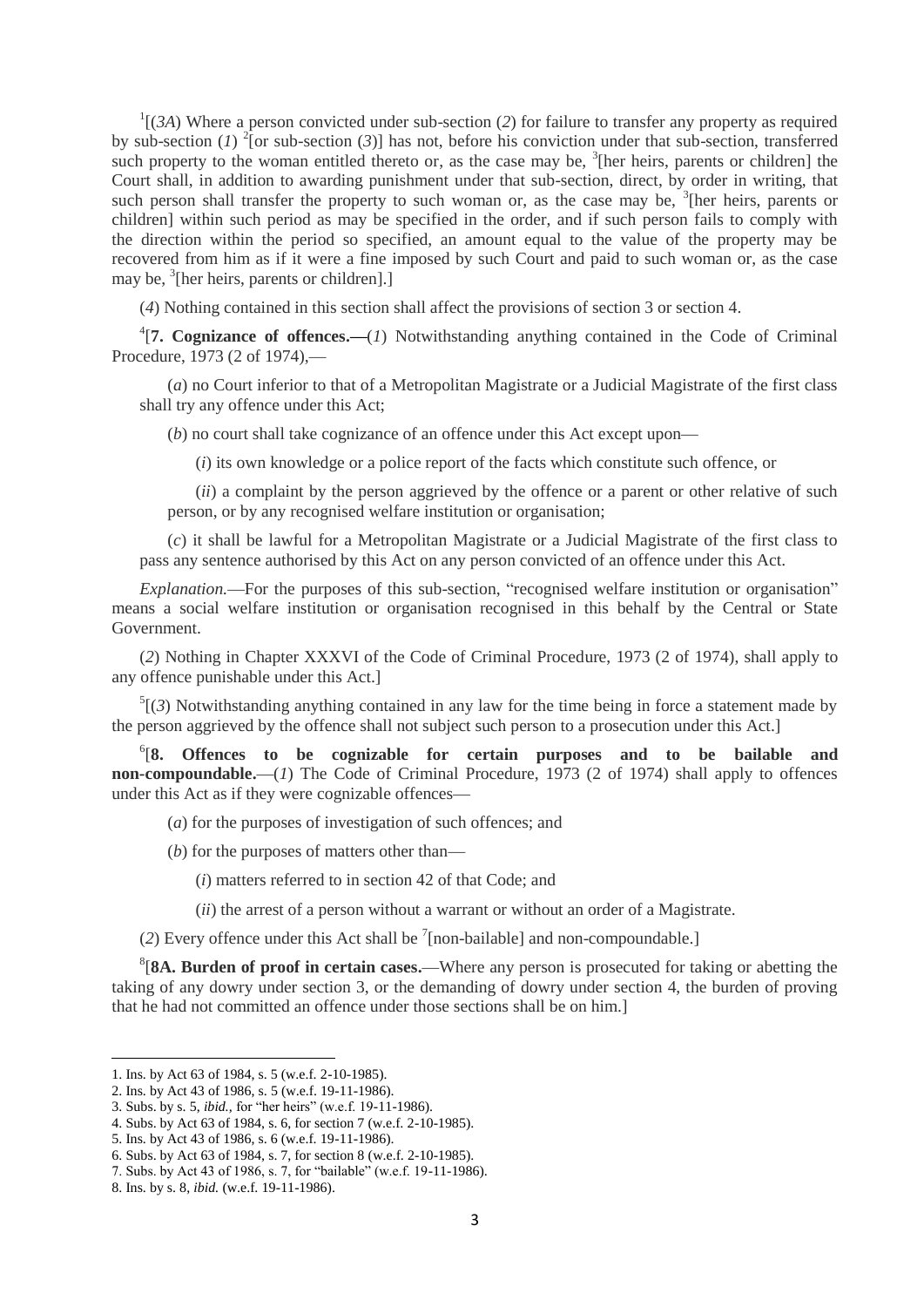[1][(*3A*) Where a person convicted under sub-section (*2*) for failure to transfer any property as required by sub-section (*1*) [2][or sub-section (*3*)] has not, before his conviction under that sub-section, transferred such property to the woman entitled thereto or, as the case may be, [3][her heirs, parents or children] the Court shall, in addition to awarding punishment under that sub-section, direct, by order in writing, that such person shall transfer the property to such woman or, as the case may be, [3][her heirs, parents or children] within such period as may be specified in the order, and if such person fails to comply with the direction within the period so specified, an amount equal to the value of the property may be recovered from him as if it were a fine imposed by such Court and paid to such woman or, as the case may be, [3][her heirs, parents or children].]

(*4*) Nothing contained in this section shall affect the provisions of section 3 or section 4.

[4][**7. Cognizance of offences.—**(*1*) Notwithstanding anything contained in the Code of Criminal Procedure, 1973 (2 of 1974),—

(*a*) no Court inferior to that of a Metropolitan Magistrate or a Judicial Magistrate of the first class shall try any offence under this Act;

(*b*) no court shall take cognizance of an offence under this Act except upon—

(*i*) its own knowledge or a police report of the facts which constitute such offence, or

(*ii*) a complaint by the person aggrieved by the offence or a parent or other relative of such person, or by any recognised welfare institution or organisation;

(*c*) it shall be lawful for a Metropolitan Magistrate or a Judicial Magistrate of the first class to pass any sentence authorised by this Act on any person convicted of an offence under this Act.

*Explanation.*—For the purposes of this sub-section, "recognised welfare institution or organisation" means a social welfare institution or organisation recognised in this behalf by the Central or State Government.

(*2*) Nothing in Chapter XXXVI of the Code of Criminal Procedure, 1973 (2 of 1974), shall apply to any offence punishable under this Act.]

[5][(*3*) Notwithstanding anything contained in any law for the time being in force a statement made by the person aggrieved by the offence shall not subject such person to a prosecution under this Act.]

[6][**8. Offences to be cognizable for certain purposes and to be bailable and non-compoundable.**—(*1*) The Code of Criminal Procedure, 1973 (2 of 1974) shall apply to offences under this Act as if they were cognizable offences—

(*a*) for the purposes of investigation of such offences; and

(*b*) for the purposes of matters other than—

(*i*) matters referred to in section 42 of that Code; and

(*ii*) the arrest of a person without a warrant or without an order of a Magistrate.

(*2*) Every offence under this Act shall be [7][non-bailable] and non-compoundable.]

[8][**8A. Burden of proof in certain cases.**—Where any person is prosecuted for taking or abetting the taking of any dowry under section 3, or the demanding of dowry under section 4, the burden of proving that he had not committed an offence under those sections shall be on him.]

---

1. Ins. by Act 63 of 1984, s. 5 (w.e.f. 2-10-1985).
2. Ins. by Act 43 of 1986, s. 5 (w.e.f. 19-11-1986).
3. Subs. by s. 5, *ibid.*, for "her heirs" (w.e.f. 19-11-1986).
4. Subs. by Act 63 of 1984, s. 6, for section 7 (w.e.f. 2-10-1985).
5. Ins. by Act 43 of 1986, s. 6 (w.e.f. 19-11-1986).
6. Subs. by Act 63 of 1984, s. 7, for section 8 (w.e.f. 2-10-1985).
7. Subs. by Act 43 of 1986, s. 7, for "bailable" (w.e.f. 19-11-1986).
8. Ins. by s. 8, *ibid.* (w.e.f. 19-11-1986).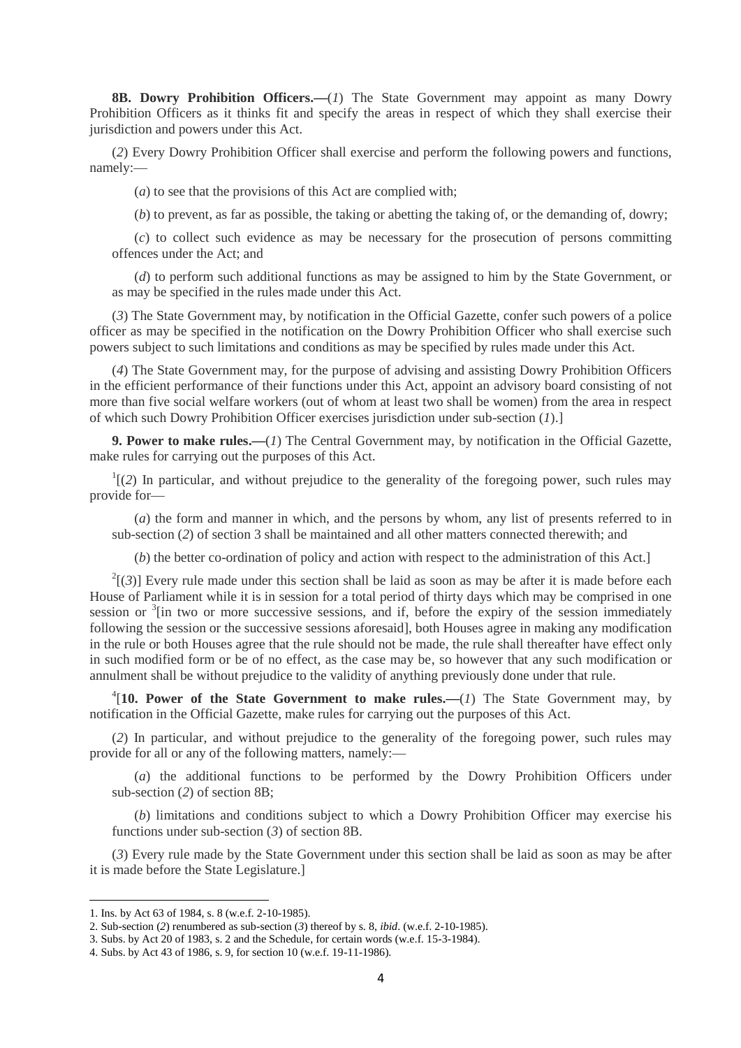**8B. Dowry Prohibition Officers.—**(*1*) The State Government may appoint as many Dowry Prohibition Officers as it thinks fit and specify the areas in respect of which they shall exercise their jurisdiction and powers under this Act.

(*2*) Every Dowry Prohibition Officer shall exercise and perform the following powers and functions, namely:—

(*a*) to see that the provisions of this Act are complied with;

(*b*) to prevent, as far as possible, the taking or abetting the taking of, or the demanding of, dowry;

(*c*) to collect such evidence as may be necessary for the prosecution of persons committing offences under the Act; and

(*d*) to perform such additional functions as may be assigned to him by the State Government, or as may be specified in the rules made under this Act.

(*3*) The State Government may, by notification in the Official Gazette, confer such powers of a police officer as may be specified in the notification on the Dowry Prohibition Officer who shall exercise such powers subject to such limitations and conditions as may be specified by rules made under this Act.

(*4*) The State Government may, for the purpose of advising and assisting Dowry Prohibition Officers in the efficient performance of their functions under this Act, appoint an advisory board consisting of not more than five social welfare workers (out of whom at least two shall be women) from the area in respect of which such Dowry Prohibition Officer exercises jurisdiction under sub-section (*1*).]

**9. Power to make rules.—**(*1*) The Central Government may, by notification in the Official Gazette, make rules for carrying out the purposes of this Act.

[1][(*2*) In particular, and without prejudice to the generality of the foregoing power, such rules may provide for—

(*a*) the form and manner in which, and the persons by whom, any list of presents referred to in sub-section (*2*) of section 3 shall be maintained and all other matters connected therewith; and

(*b*) the better co-ordination of policy and action with respect to the administration of this Act.]

[2][(*3*)] Every rule made under this section shall be laid as soon as may be after it is made before each House of Parliament while it is in session for a total period of thirty days which may be comprised in one session or [3][in two or more successive sessions, and if, before the expiry of the session immediately following the session or the successive sessions aforesaid], both Houses agree in making any modification in the rule or both Houses agree that the rule should not be made, the rule shall thereafter have effect only in such modified form or be of no effect, as the case may be, so however that any such modification or annulment shall be without prejudice to the validity of anything previously done under that rule.

[4][**10. Power of the State Government to make rules.—**(*1*) The State Government may, by notification in the Official Gazette, make rules for carrying out the purposes of this Act.

(*2*) In particular, and without prejudice to the generality of the foregoing power, such rules may provide for all or any of the following matters, namely:—

(*a*) the additional functions to be performed by the Dowry Prohibition Officers under sub-section (*2*) of section 8B;

(*b*) limitations and conditions subject to which a Dowry Prohibition Officer may exercise his functions under sub-section (*3*) of section 8B.

(*3*) Every rule made by the State Government under this section shall be laid as soon as may be after it is made before the State Legislature.]

---

1. Ins. by Act 63 of 1984, s. 8 (w.e.f. 2-10-1985).
2. Sub-section (*2*) renumbered as sub-section (*3*) thereof by s. 8, *ibid*. (w.e.f. 2-10-1985).
3. Subs. by Act 20 of 1983, s. 2 and the Schedule, for certain words (w.e.f. 15-3-1984).
4. Subs. by Act 43 of 1986, s. 9, for section 10 (w.e.f. 19-11-1986).